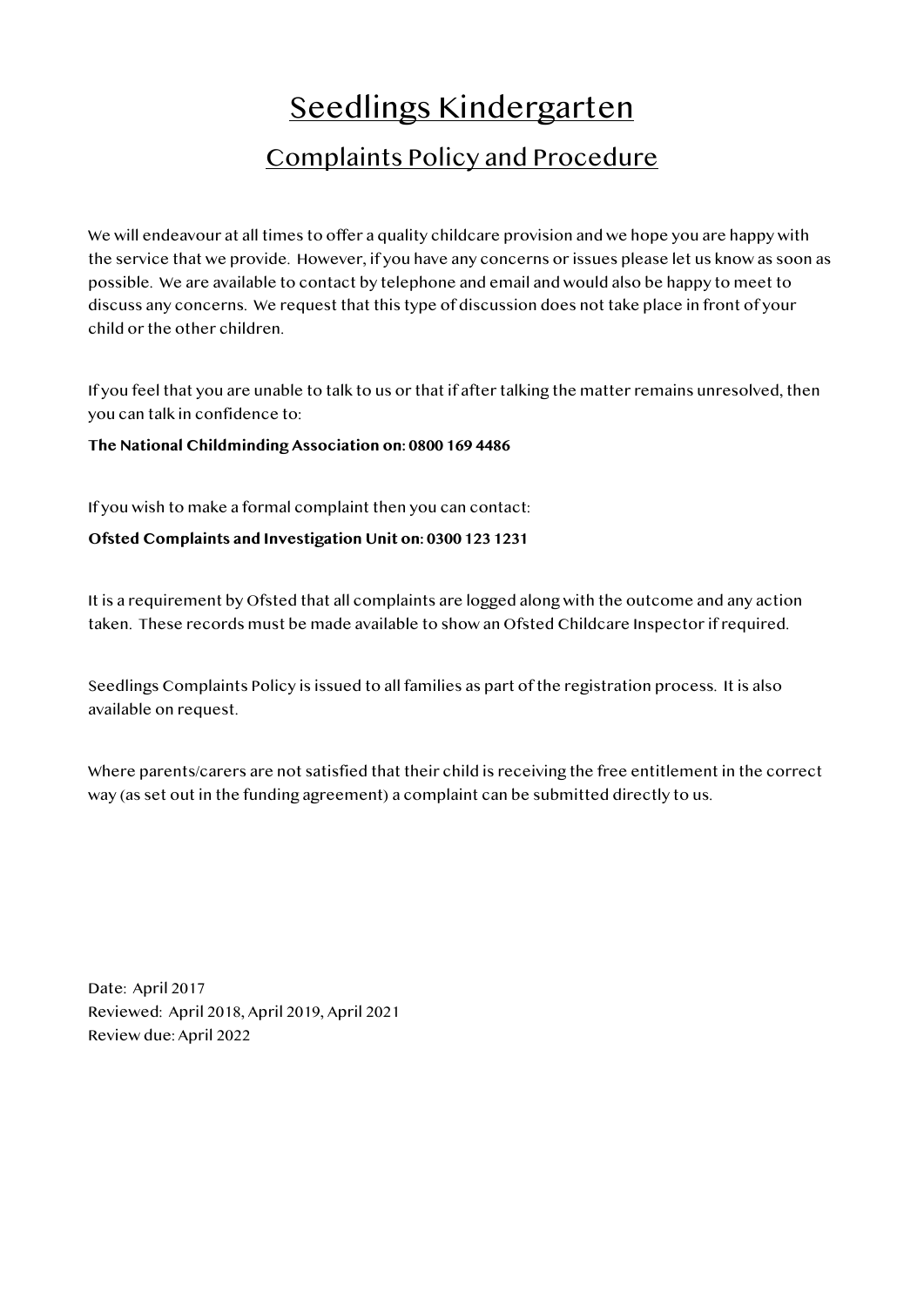# Seedlings Kindergarten

## Complaints Policy and Procedure

We will endeavour at all times to offer a quality childcare provision and we hope you are happy with the service that we provide. However, if you have any concerns or issues please let us know as soon as possible. We are available to contact by telephone and email and would also be happy to meet to discuss any concerns. We request that this type of discussion does not take place in front of your child or the other children.

If you feel that you are unable to talk to us or that if after talking the matter remains unresolved, then you can talk in confidence to:

**The National Childminding Association on: 0800 169 4486**

If you wish to make a formal complaint then you can contact:

**Ofsted Complaints and Investigation Unit on: 0300 123 1231**

It is a requirement by Ofsted that all complaints are logged along with the outcome and any action taken. These records must be made available to show an Ofsted Childcare Inspector if required.

Seedlings Complaints Policy is issued to all families as part of the registration process. It is also available on request.

Where parents/carers are not satisfied that their child is receiving the free entitlement in the correct way (as set out in the funding agreement) a complaint can be submitted directly to us.

Date: April 2017
Reviewed: April 2018, April 2019, April 2021
Review due: April 2022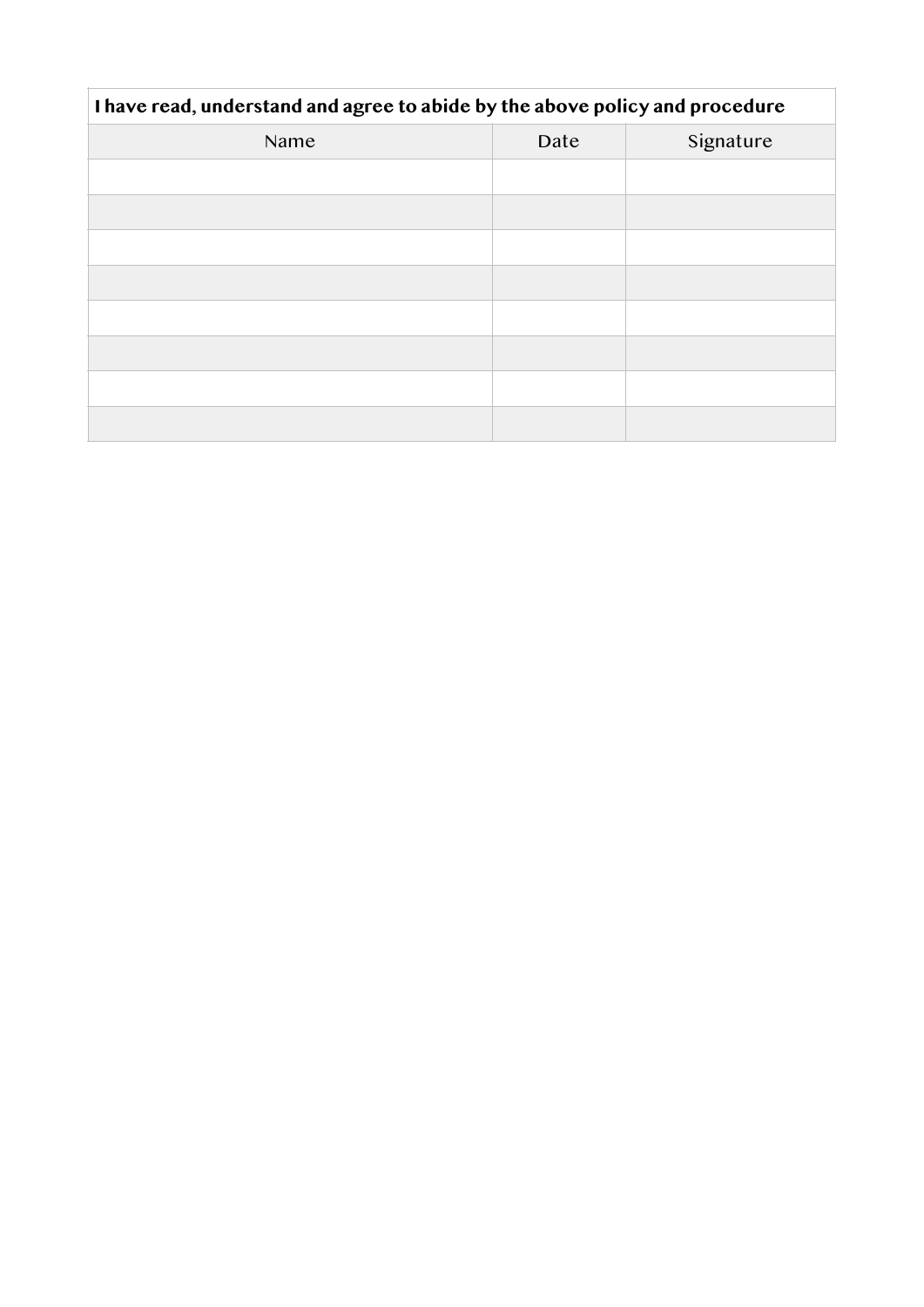**I have read, understand and agree to abide by the above policy and procedure**

| Name | Date | Signature |
| --- | --- | --- |
| | | |
| | | |
| | | |
| | | |
| | | |
| | | |
| | | |
| | | |